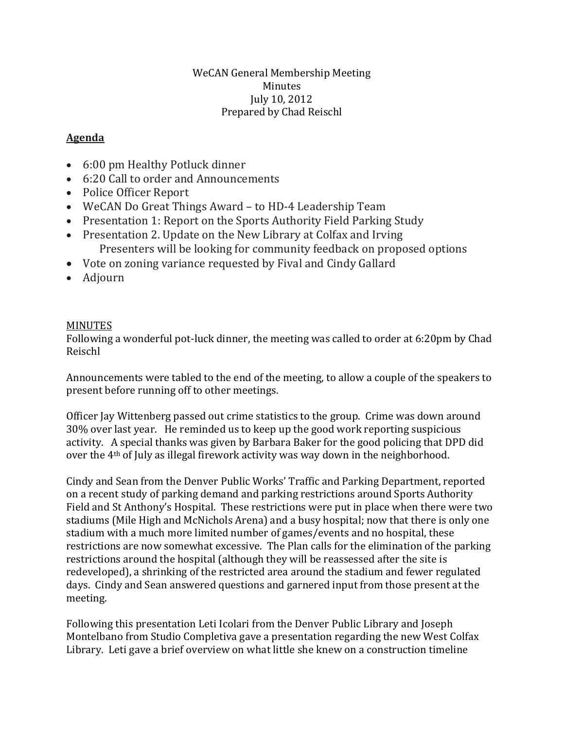WeCAN General Membership Meeting
Minutes
July 10, 2012
Prepared by Chad Reischl

**Agenda**

- 6:00 pm Healthy Potluck dinner
- 6:20 Call to order and Announcements
- Police Officer Report
- WeCAN Do Great Things Award – to HD-4 Leadership Team
- Presentation 1: Report on the Sports Authority Field Parking Study
- Presentation 2. Update on the New Library at Colfax and Irving
  Presenters will be looking for community feedback on proposed options
- Vote on zoning variance requested by Fival and Cindy Gallard
- Adjourn

MINUTES

Following a wonderful pot-luck dinner, the meeting was called to order at 6:20pm by Chad Reischl

Announcements were tabled to the end of the meeting, to allow a couple of the speakers to present before running off to other meetings.

Officer Jay Wittenberg passed out crime statistics to the group. Crime was down around 30% over last year. He reminded us to keep up the good work reporting suspicious activity. A special thanks was given by Barbara Baker for the good policing that DPD did over the 4th of July as illegal firework activity was way down in the neighborhood.

Cindy and Sean from the Denver Public Works' Traffic and Parking Department, reported on a recent study of parking demand and parking restrictions around Sports Authority Field and St Anthony's Hospital. These restrictions were put in place when there were two stadiums (Mile High and McNichols Arena) and a busy hospital; now that there is only one stadium with a much more limited number of games/events and no hospital, these restrictions are now somewhat excessive. The Plan calls for the elimination of the parking restrictions around the hospital (although they will be reassessed after the site is redeveloped), a shrinking of the restricted area around the stadium and fewer regulated days. Cindy and Sean answered questions and garnered input from those present at the meeting.

Following this presentation Leti Icolari from the Denver Public Library and Joseph Montelbano from Studio Completiva gave a presentation regarding the new West Colfax Library. Leti gave a brief overview on what little she knew on a construction timeline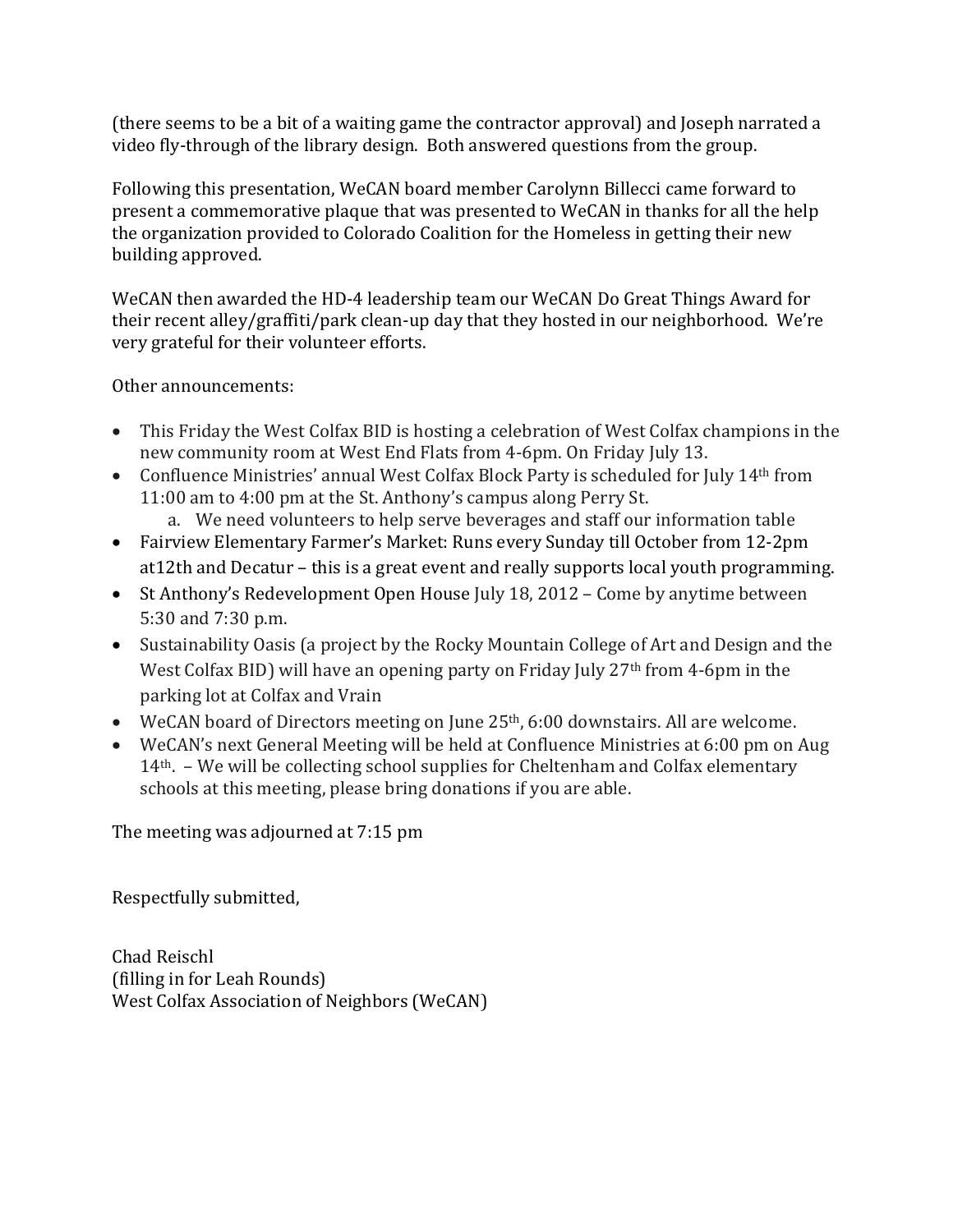(there seems to be a bit of a waiting game the contractor approval) and Joseph narrated a video fly-through of the library design. Both answered questions from the group.

Following this presentation, WeCAN board member Carolynn Billecci came forward to present a commemorative plaque that was presented to WeCAN in thanks for all the help the organization provided to Colorado Coalition for the Homeless in getting their new building approved.

WeCAN then awarded the HD-4 leadership team our WeCAN Do Great Things Award for their recent alley/graffiti/park clean-up day that they hosted in our neighborhood. We're very grateful for their volunteer efforts.

Other announcements:

- This Friday the West Colfax BID is hosting a celebration of West Colfax champions in the new community room at West End Flats from 4-6pm. On Friday July 13.
- Confluence Ministries' annual West Colfax Block Party is scheduled for July 14th from 11:00 am to 4:00 pm at the St. Anthony's campus along Perry St.
    a. We need volunteers to help serve beverages and staff our information table
- Fairview Elementary Farmer's Market: Runs every Sunday till October from 12-2pm at12th and Decatur – this is a great event and really supports local youth programming.
- St Anthony's Redevelopment Open House July 18, 2012 – Come by anytime between 5:30 and 7:30 p.m.
- Sustainability Oasis (a project by the Rocky Mountain College of Art and Design and the West Colfax BID) will have an opening party on Friday July 27th from 4-6pm in the parking lot at Colfax and Vrain
- WeCAN board of Directors meeting on June 25th, 6:00 downstairs. All are welcome.
- WeCAN's next General Meeting will be held at Confluence Ministries at 6:00 pm on Aug 14th. – We will be collecting school supplies for Cheltenham and Colfax elementary schools at this meeting, please bring donations if you are able.

The meeting was adjourned at 7:15 pm

Respectfully submitted,

Chad Reischl
(filling in for Leah Rounds)
West Colfax Association of Neighbors (WeCAN)